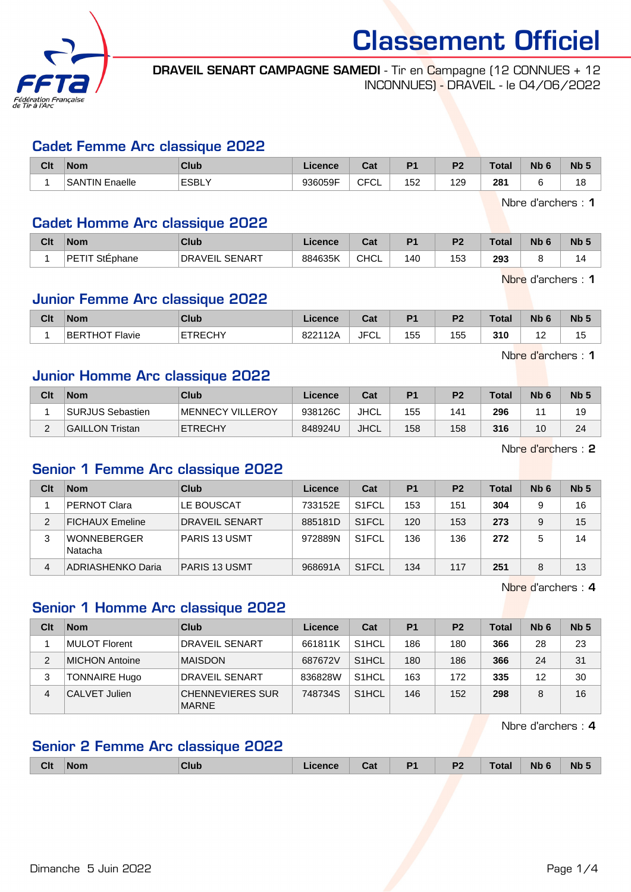# Classement Officiel

**DRAVEIL SENART CAMPAGNE SAMEDI** - Tir en Campagne (12 CONNUES + 12 INCONNUES) - DRAVEIL - le 04/06/2022

## Cadet Femme Arc classique 2022

| Clt | Nom | Club | Licence | Cat | P1 | P2 | Total | Nb 6 | Nb 5 |
|---|---|---|---|---|---|---|---|---|---|
| 1 | SANTIN Enaelle | ESBLY | 936059F | CFCL | 152 | 129 | **281** | 6 | 18 |

Nbre d'archers : **1**

## Cadet Homme Arc classique 2022

| Clt | Nom | Club | Licence | Cat | P1 | P2 | Total | Nb 6 | Nb 5 |
|---|---|---|---|---|---|---|---|---|---|
| 1 | PETIT StÉphane | DRAVEIL SENART | 884635K | CHCL | 140 | 153 | **293** | 8 | 14 |

Nbre d'archers : **1**

## Junior Femme Arc classique 2022

| Clt | Nom | Club | Licence | Cat | P1 | P2 | Total | Nb 6 | Nb 5 |
|---|---|---|---|---|---|---|---|---|---|
| 1 | BERTHOT Flavie | ETRECHY | 822112A | JFCL | 155 | 155 | **310** | 12 | 15 |

Nbre d'archers : **1**

## Junior Homme Arc classique 2022

| Clt | Nom | Club | Licence | Cat | P1 | P2 | Total | Nb 6 | Nb 5 |
|---|---|---|---|---|---|---|---|---|---|
| 1 | SURJUS Sebastien | MENNECY VILLEROY | 938126C | JHCL | 155 | 141 | **296** | 11 | 19 |
| 2 | GAILLON Tristan | ETRECHY | 848924U | JHCL | 158 | 158 | **316** | 10 | 24 |

Nbre d'archers : **2**

## Senior 1 Femme Arc classique 2022

| Clt | Nom | Club | Licence | Cat | P1 | P2 | Total | Nb 6 | Nb 5 |
|---|---|---|---|---|---|---|---|---|---|
| 1 | PERNOT Clara | LE BOUSCAT | 733152E | S1FCL | 153 | 151 | **304** | 9 | 16 |
| 2 | FICHAUX Emeline | DRAVEIL SENART | 885181D | S1FCL | 120 | 153 | **273** | 9 | 15 |
| 3 | WONNEBERGER Natacha | PARIS 13 USMT | 972889N | S1FCL | 136 | 136 | **272** | 5 | 14 |
| 4 | ADRIASHENKO Daria | PARIS 13 USMT | 968691A | S1FCL | 134 | 117 | **251** | 8 | 13 |

Nbre d'archers : **4**

## Senior 1 Homme Arc classique 2022

| Clt | Nom | Club | Licence | Cat | P1 | P2 | Total | Nb 6 | Nb 5 |
|---|---|---|---|---|---|---|---|---|---|
| 1 | MULOT Florent | DRAVEIL SENART | 661811K | S1HCL | 186 | 180 | **366** | 28 | 23 |
| 2 | MICHON Antoine | MAISDON | 687672V | S1HCL | 180 | 186 | **366** | 24 | 31 |
| 3 | TONNAIRE Hugo | DRAVEIL SENART | 836828W | S1HCL | 163 | 172 | **335** | 12 | 30 |
| 4 | CALVET Julien | CHENNEVIERES SUR MARNE | 748734S | S1HCL | 146 | 152 | **298** | 8 | 16 |

Nbre d'archers : **4**

## Senior 2 Femme Arc classique 2022

| Clt | Nom | Club | Licence | Cat | P1 | P2 | Total | Nb 6 | Nb 5 |
|---|---|---|---|---|---|---|---|---|---|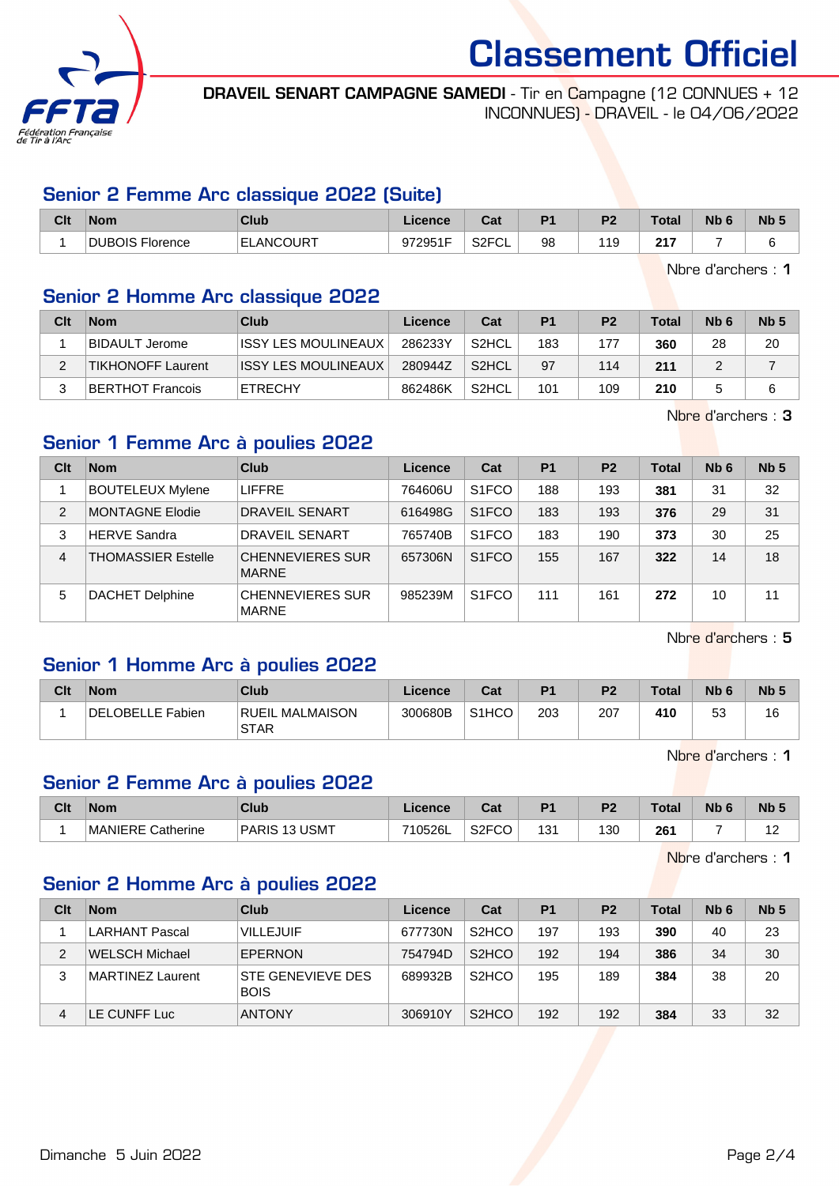# Classement Officiel

**DRAVEIL SENART CAMPAGNE SAMEDI** - Tir en Campagne (12 CONNUES + 12 INCONNUES) - DRAVEIL - le 04/06/2022

## Senior 2 Femme Arc classique 2022 (Suite)

| Clt | Nom | Club | Licence | Cat | P1 | P2 | Total | Nb 6 | Nb 5 |
|---|---|---|---|---|---|---|---|---|---|
| 1 | DUBOIS Florence | ELANCOURT | 972951F | S2FCL | 98 | 119 | **217** | 7 | 6 |

Nbre d'archers : **1**

## Senior 2 Homme Arc classique 2022

| Clt | Nom | Club | Licence | Cat | P1 | P2 | Total | Nb 6 | Nb 5 |
|---|---|---|---|---|---|---|---|---|---|
| 1 | BIDAULT Jerome | ISSY LES MOULINEAUX | 286233Y | S2HCL | 183 | 177 | **360** | 28 | 20 |
| 2 | TIKHONOFF Laurent | ISSY LES MOULINEAUX | 280944Z | S2HCL | 97 | 114 | **211** | 2 | 7 |
| 3 | BERTHOT Francois | ETRECHY | 862486K | S2HCL | 101 | 109 | **210** | 5 | 6 |

Nbre d'archers : **3**

## Senior 1 Femme Arc à poulies 2022

| Clt | Nom | Club | Licence | Cat | P1 | P2 | Total | Nb 6 | Nb 5 |
|---|---|---|---|---|---|---|---|---|---|
| 1 | BOUTELEUX Mylene | LIFFRE | 764606U | S1FCO | 188 | 193 | **381** | 31 | 32 |
| 2 | MONTAGNE Elodie | DRAVEIL SENART | 616498G | S1FCO | 183 | 193 | **376** | 29 | 31 |
| 3 | HERVE Sandra | DRAVEIL SENART | 765740B | S1FCO | 183 | 190 | **373** | 30 | 25 |
| 4 | THOMASSIER Estelle | CHENNEVIERES SUR MARNE | 657306N | S1FCO | 155 | 167 | **322** | 14 | 18 |
| 5 | DACHET Delphine | CHENNEVIERES SUR MARNE | 985239M | S1FCO | 111 | 161 | **272** | 10 | 11 |

Nbre d'archers : **5**

## Senior 1 Homme Arc à poulies 2022

| Clt | Nom | Club | Licence | Cat | P1 | P2 | Total | Nb 6 | Nb 5 |
|---|---|---|---|---|---|---|---|---|---|
| 1 | DELOBELLE Fabien | RUEIL MALMAISON STAR | 300680B | S1HCO | 203 | 207 | **410** | 53 | 16 |

Nbre d'archers : **1**

## Senior 2 Femme Arc à poulies 2022

| Clt | Nom | Club | Licence | Cat | P1 | P2 | Total | Nb 6 | Nb 5 |
|---|---|---|---|---|---|---|---|---|---|
| 1 | MANIERE Catherine | PARIS 13 USMT | 710526L | S2FCO | 131 | 130 | **261** | 7 | 12 |

Nbre d'archers : **1**

## Senior 2 Homme Arc à poulies 2022

| Clt | Nom | Club | Licence | Cat | P1 | P2 | Total | Nb 6 | Nb 5 |
|---|---|---|---|---|---|---|---|---|---|
| 1 | LARHANT Pascal | VILLEJUIF | 677730N | S2HCO | 197 | 193 | **390** | 40 | 23 |
| 2 | WELSCH Michael | EPERNON | 754794D | S2HCO | 192 | 194 | **386** | 34 | 30 |
| 3 | MARTINEZ Laurent | STE GENEVIEVE DES BOIS | 689932B | S2HCO | 195 | 189 | **384** | 38 | 20 |
| 4 | LE CUNFF Luc | ANTONY | 306910Y | S2HCO | 192 | 192 | **384** | 33 | 32 |

Dimanche 5 Juin 2022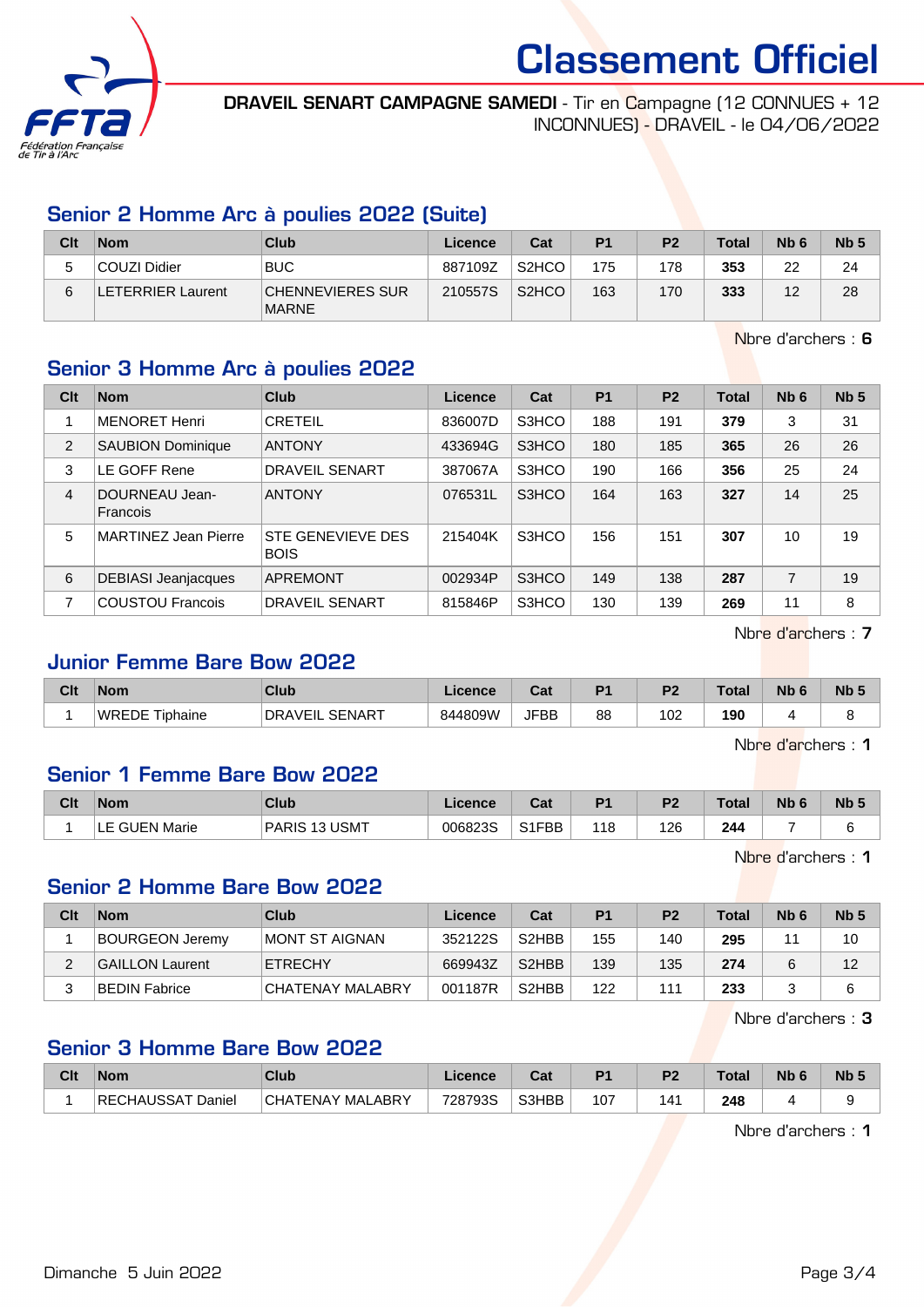# Classement Officiel

**DRAVEIL SENART CAMPAGNE SAMEDI** - Tir en Campagne (12 CONNUES + 12 INCONNUES) - DRAVEIL - le 04/06/2022

## Senior 2 Homme Arc à poulies 2022 (Suite)

| Clt | Nom | Club | Licence | Cat | P1 | P2 | Total | Nb 6 | Nb 5 |
|---|---|---|---|---|---|---|---|---|---|
| 5 | COUZI Didier | BUC | 887109Z | S2HCO | 175 | 178 | **353** | 22 | 24 |
| 6 | LETERRIER Laurent | CHENNEVIERES SUR MARNE | 210557S | S2HCO | 163 | 170 | **333** | 12 | 28 |

Nbre d'archers : **6**

## Senior 3 Homme Arc à poulies 2022

| Clt | Nom | Club | Licence | Cat | P1 | P2 | Total | Nb 6 | Nb 5 |
|---|---|---|---|---|---|---|---|---|---|
| 1 | MENORET Henri | CRETEIL | 836007D | S3HCO | 188 | 191 | **379** | 3 | 31 |
| 2 | SAUBION Dominique | ANTONY | 433694G | S3HCO | 180 | 185 | **365** | 26 | 26 |
| 3 | LE GOFF Rene | DRAVEIL SENART | 387067A | S3HCO | 190 | 166 | **356** | 25 | 24 |
| 4 | DOURNEAU Jean-Francois | ANTONY | 076531L | S3HCO | 164 | 163 | **327** | 14 | 25 |
| 5 | MARTINEZ Jean Pierre | STE GENEVIEVE DES BOIS | 215404K | S3HCO | 156 | 151 | **307** | 10 | 19 |
| 6 | DEBIASI Jeanjacques | APREMONT | 002934P | S3HCO | 149 | 138 | **287** | 7 | 19 |
| 7 | COUSTOU Francois | DRAVEIL SENART | 815846P | S3HCO | 130 | 139 | **269** | 11 | 8 |

Nbre d'archers : **7**

## Junior Femme Bare Bow 2022

| Clt | Nom | Club | Licence | Cat | P1 | P2 | Total | Nb 6 | Nb 5 |
|---|---|---|---|---|---|---|---|---|---|
| 1 | WREDE Tiphaine | DRAVEIL SENART | 844809W | JFBB | 88 | 102 | **190** | 4 | 8 |

Nbre d'archers : **1**

## Senior 1 Femme Bare Bow 2022

| Clt | Nom | Club | Licence | Cat | P1 | P2 | Total | Nb 6 | Nb 5 |
|---|---|---|---|---|---|---|---|---|---|
| 1 | LE GUEN Marie | PARIS 13 USMT | 006823S | S1FBB | 118 | 126 | **244** | 7 | 6 |

Nbre d'archers : **1**

## Senior 2 Homme Bare Bow 2022

| Clt | Nom | Club | Licence | Cat | P1 | P2 | Total | Nb 6 | Nb 5 |
|---|---|---|---|---|---|---|---|---|---|
| 1 | BOURGEON Jeremy | MONT ST AIGNAN | 352122S | S2HBB | 155 | 140 | **295** | 11 | 10 |
| 2 | GAILLON Laurent | ETRECHY | 669943Z | S2HBB | 139 | 135 | **274** | 6 | 12 |
| 3 | BEDIN Fabrice | CHATENAY MALABRY | 001187R | S2HBB | 122 | 111 | **233** | 3 | 6 |

Nbre d'archers : **3**

## Senior 3 Homme Bare Bow 2022

| Clt | Nom | Club | Licence | Cat | P1 | P2 | Total | Nb 6 | Nb 5 |
|---|---|---|---|---|---|---|---|---|---|
| 1 | RECHAUSSAT Daniel | CHATENAY MALABRY | 728793S | S3HBB | 107 | 141 | **248** | 4 | 9 |

Nbre d'archers : **1**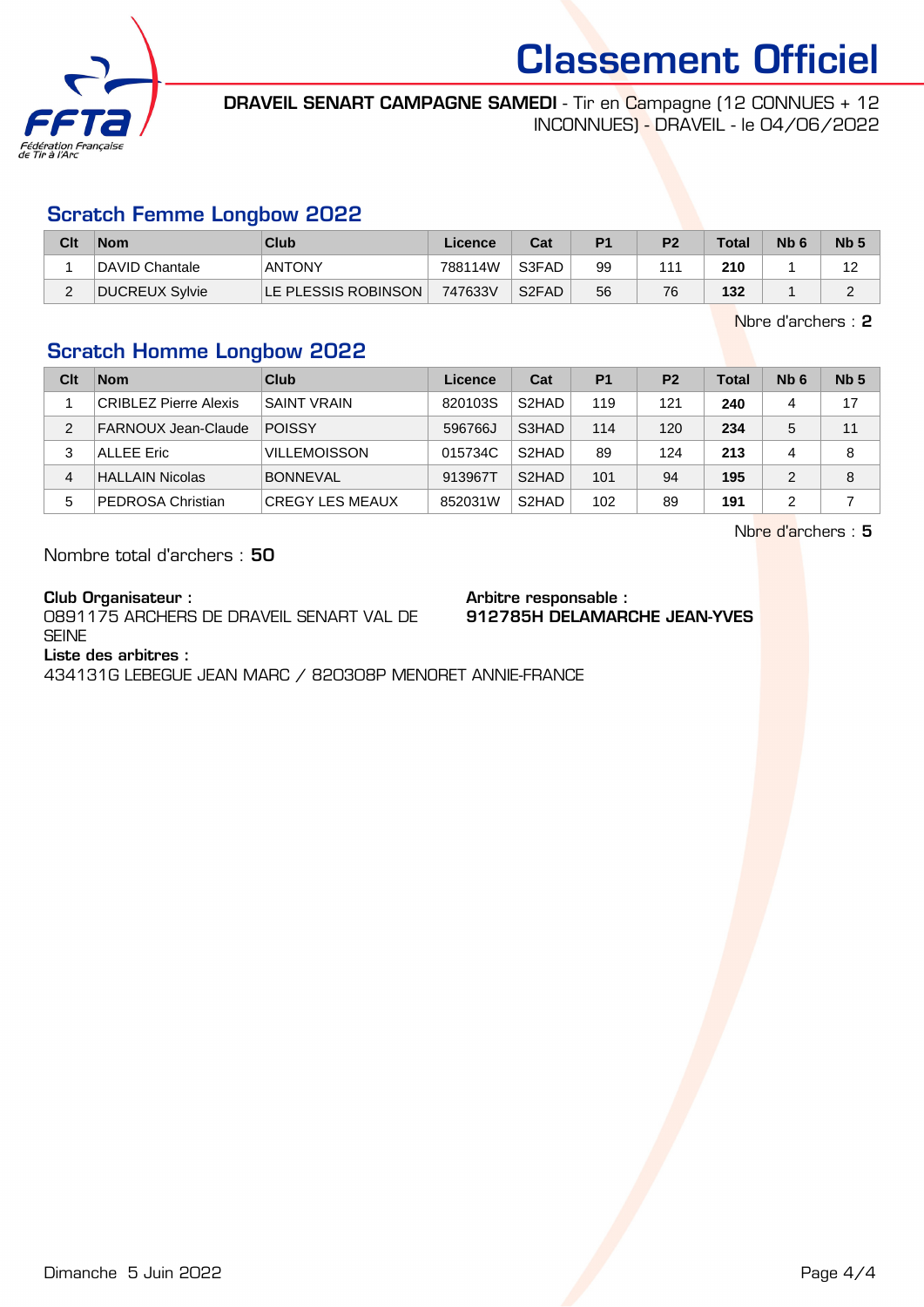# Classement Officiel

**DRAVEIL SENART CAMPAGNE SAMEDI** - Tir en Campagne (12 CONNUES + 12 INCONNUES) - DRAVEIL - le 04/06/2022

## Scratch Femme Longbow 2022

| Clt | Nom | Club | Licence | Cat | P1 | P2 | Total | Nb 6 | Nb 5 |
|---|---|---|---|---|---|---|---|---|---|
| 1 | DAVID Chantale | ANTONY | 788114W | S3FAD | 99 | 111 | **210** | 1 | 12 |
| 2 | DUCREUX Sylvie | LE PLESSIS ROBINSON | 747633V | S2FAD | 56 | 76 | **132** | 1 | 2 |

Nbre d'archers : **2**

## Scratch Homme Longbow 2022

| Clt | Nom | Club | Licence | Cat | P1 | P2 | Total | Nb 6 | Nb 5 |
|---|---|---|---|---|---|---|---|---|---|
| 1 | CRIBLEZ Pierre Alexis | SAINT VRAIN | 820103S | S2HAD | 119 | 121 | **240** | 4 | 17 |
| 2 | FARNOUX Jean-Claude | POISSY | 596766J | S3HAD | 114 | 120 | **234** | 5 | 11 |
| 3 | ALLEE Eric | VILLEMOISSON | 015734C | S2HAD | 89 | 124 | **213** | 4 | 8 |
| 4 | HALLAIN Nicolas | BONNEVAL | 913967T | S2HAD | 101 | 94 | **195** | 2 | 8 |
| 5 | PEDROSA Christian | CREGY LES MEAUX | 852031W | S2HAD | 102 | 89 | **191** | 2 | 7 |

Nbre d'archers : **5**

Nombre total d'archers : **50**

**Club Organisateur :**
0891175 ARCHERS DE DRAVEIL SENART VAL DE SEINE

**Arbitre responsable :**
**912785H DELAMARCHE JEAN-YVES**

**Liste des arbitres :**
434131G LEBEGUE JEAN MARC / 820308P MENORET ANNIE-FRANCE

Dimanche 5 Juin 2022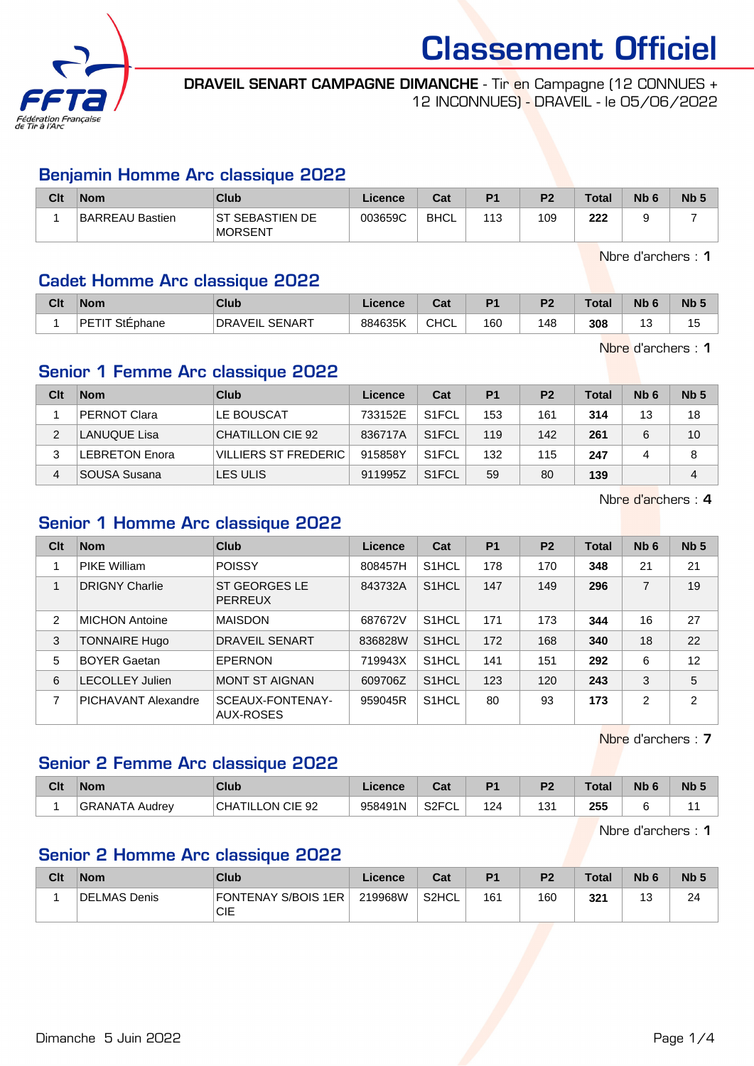# Classement Officiel

**DRAVEIL SENART CAMPAGNE DIMANCHE** - Tir en Campagne (12 CONNUES + 12 INCONNUES) - DRAVEIL - le 05/06/2022

## Benjamin Homme Arc classique 2022

| Clt | Nom | Club | Licence | Cat | P1 | P2 | Total | Nb 6 | Nb 5 |
|---|---|---|---|---|---|---|---|---|---|
| 1 | BARREAU Bastien | ST SEBASTIEN DE MORSENT | 003659C | BHCL | 113 | 109 | **222** | 9 | 7 |

Nbre d'archers : **1**

## Cadet Homme Arc classique 2022

| Clt | Nom | Club | Licence | Cat | P1 | P2 | Total | Nb 6 | Nb 5 |
|---|---|---|---|---|---|---|---|---|---|
| 1 | PETIT StÉphane | DRAVEIL SENART | 884635K | CHCL | 160 | 148 | **308** | 13 | 15 |

Nbre d'archers : **1**

## Senior 1 Femme Arc classique 2022

| Clt | Nom | Club | Licence | Cat | P1 | P2 | Total | Nb 6 | Nb 5 |
|---|---|---|---|---|---|---|---|---|---|
| 1 | PERNOT Clara | LE BOUSCAT | 733152E | S1FCL | 153 | 161 | **314** | 13 | 18 |
| 2 | LANUQUE Lisa | CHATILLON CIE 92 | 836717A | S1FCL | 119 | 142 | **261** | 6 | 10 |
| 3 | LEBRETON Enora | VILLIERS ST FREDERIC | 915858Y | S1FCL | 132 | 115 | **247** | 4 | 8 |
| 4 | SOUSA Susana | LES ULIS | 911995Z | S1FCL | 59 | 80 | **139** | | 4 |

Nbre d'archers : **4**

## Senior 1 Homme Arc classique 2022

| Clt | Nom | Club | Licence | Cat | P1 | P2 | Total | Nb 6 | Nb 5 |
|---|---|---|---|---|---|---|---|---|---|
| 1 | PIKE William | POISSY | 808457H | S1HCL | 178 | 170 | **348** | 21 | 21 |
| 1 | DRIGNY Charlie | ST GEORGES LE PERREUX | 843732A | S1HCL | 147 | 149 | **296** | 7 | 19 |
| 2 | MICHON Antoine | MAISDON | 687672V | S1HCL | 171 | 173 | **344** | 16 | 27 |
| 3 | TONNAIRE Hugo | DRAVEIL SENART | 836828W | S1HCL | 172 | 168 | **340** | 18 | 22 |
| 5 | BOYER Gaetan | EPERNON | 719943X | S1HCL | 141 | 151 | **292** | 6 | 12 |
| 6 | LECOLLEY Julien | MONT ST AIGNAN | 609706Z | S1HCL | 123 | 120 | **243** | 3 | 5 |
| 7 | PICHAVANT Alexandre | SCEAUX-FONTENAY-AUX-ROSES | 959045R | S1HCL | 80 | 93 | **173** | 2 | 2 |

Nbre d'archers : **7**

## Senior 2 Femme Arc classique 2022

| Clt | Nom | Club | Licence | Cat | P1 | P2 | Total | Nb 6 | Nb 5 |
|---|---|---|---|---|---|---|---|---|---|
| 1 | GRANATA Audrey | CHATILLON CIE 92 | 958491N | S2FCL | 124 | 131 | **255** | 6 | 11 |

Nbre d'archers : **1**

## Senior 2 Homme Arc classique 2022

| Clt | Nom | Club | Licence | Cat | P1 | P2 | Total | Nb 6 | Nb 5 |
|---|---|---|---|---|---|---|---|---|---|
| 1 | DELMAS Denis | FONTENAY S/BOIS 1ER CIE | 219968W | S2HCL | 161 | 160 | **321** | 13 | 24 |

Dimanche 5 Juin 2022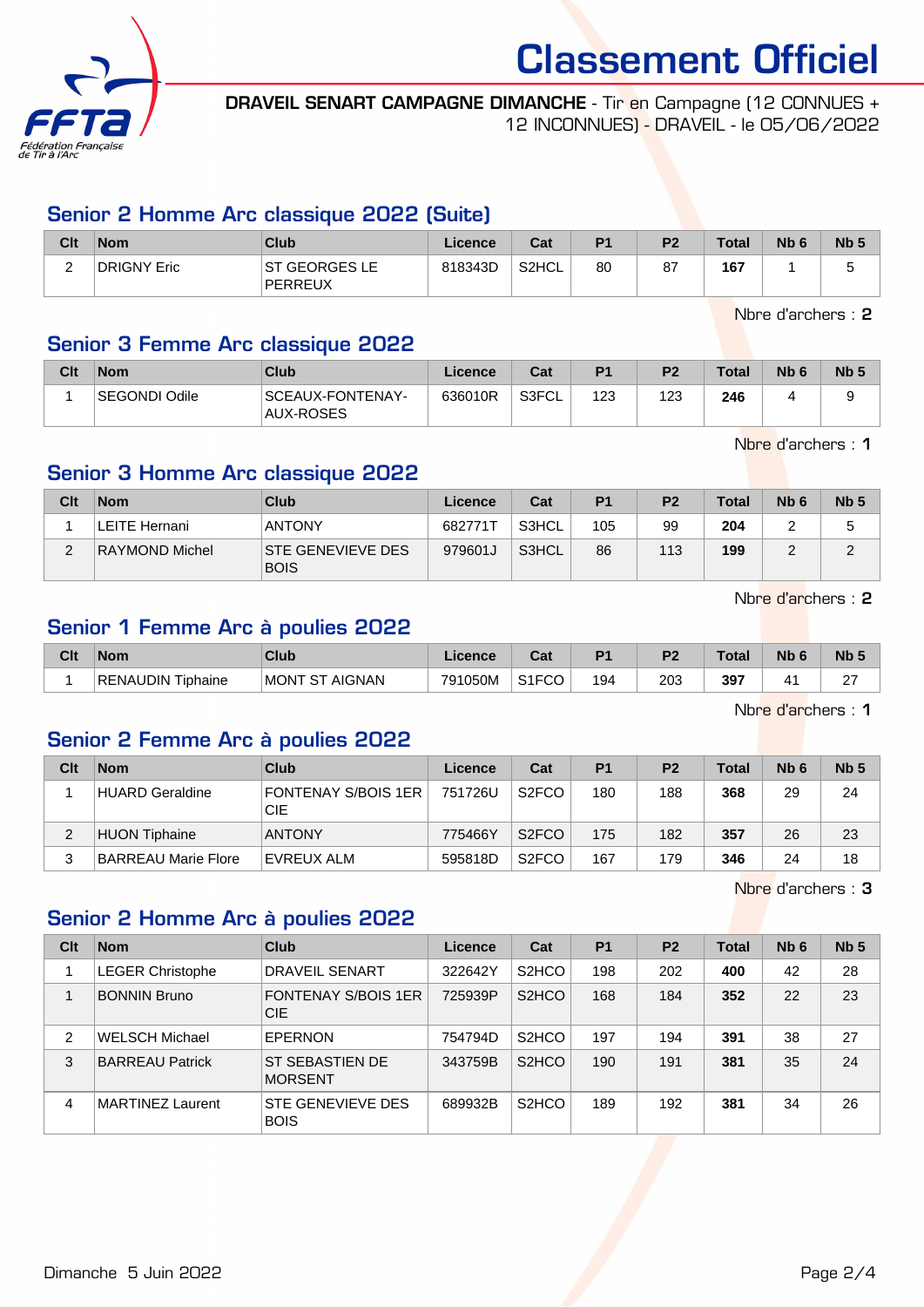# Classement Officiel

**DRAVEIL SENART CAMPAGNE DIMANCHE** - Tir en Campagne (12 CONNUES + 12 INCONNUES) - DRAVEIL - le 05/06/2022

## Senior 2 Homme Arc classique 2022 (Suite)

| Clt | Nom | Club | Licence | Cat | P1 | P2 | Total | Nb 6 | Nb 5 |
|---|---|---|---|---|---|---|---|---|---|
| 2 | DRIGNY Eric | ST GEORGES LE PERREUX | 818343D | S2HCL | 80 | 87 | **167** | 1 | 5 |

Nbre d'archers : **2**

## Senior 3 Femme Arc classique 2022

| Clt | Nom | Club | Licence | Cat | P1 | P2 | Total | Nb 6 | Nb 5 |
|---|---|---|---|---|---|---|---|---|---|
| 1 | SEGONDI Odile | SCEAUX-FONTENAY-AUX-ROSES | 636010R | S3FCL | 123 | 123 | **246** | 4 | 9 |

Nbre d'archers : **1**

## Senior 3 Homme Arc classique 2022

| Clt | Nom | Club | Licence | Cat | P1 | P2 | Total | Nb 6 | Nb 5 |
|---|---|---|---|---|---|---|---|---|---|
| 1 | LEITE Hernani | ANTONY | 682771T | S3HCL | 105 | 99 | **204** | 2 | 5 |
| 2 | RAYMOND Michel | STE GENEVIEVE DES BOIS | 979601J | S3HCL | 86 | 113 | **199** | 2 | 2 |

Nbre d'archers : **2**

## Senior 1 Femme Arc à poulies 2022

| Clt | Nom | Club | Licence | Cat | P1 | P2 | Total | Nb 6 | Nb 5 |
|---|---|---|---|---|---|---|---|---|---|
| 1 | RENAUDIN Tiphaine | MONT ST AIGNAN | 791050M | S1FCO | 194 | 203 | **397** | 41 | 27 |

Nbre d'archers : **1**

## Senior 2 Femme Arc à poulies 2022

| Clt | Nom | Club | Licence | Cat | P1 | P2 | Total | Nb 6 | Nb 5 |
|---|---|---|---|---|---|---|---|---|---|
| 1 | HUARD Geraldine | FONTENAY S/BOIS 1ER CIE | 751726U | S2FCO | 180 | 188 | **368** | 29 | 24 |
| 2 | HUON Tiphaine | ANTONY | 775466Y | S2FCO | 175 | 182 | **357** | 26 | 23 |
| 3 | BARREAU Marie Flore | EVREUX ALM | 595818D | S2FCO | 167 | 179 | **346** | 24 | 18 |

Nbre d'archers : **3**

## Senior 2 Homme Arc à poulies 2022

| Clt | Nom | Club | Licence | Cat | P1 | P2 | Total | Nb 6 | Nb 5 |
|---|---|---|---|---|---|---|---|---|---|
| 1 | LEGER Christophe | DRAVEIL SENART | 322642Y | S2HCO | 198 | 202 | **400** | 42 | 28 |
| 1 | BONNIN Bruno | FONTENAY S/BOIS 1ER CIE | 725939P | S2HCO | 168 | 184 | **352** | 22 | 23 |
| 2 | WELSCH Michael | EPERNON | 754794D | S2HCO | 197 | 194 | **391** | 38 | 27 |
| 3 | BARREAU Patrick | ST SEBASTIEN DE MORSENT | 343759B | S2HCO | 190 | 191 | **381** | 35 | 24 |
| 4 | MARTINEZ Laurent | STE GENEVIEVE DES BOIS | 689932B | S2HCO | 189 | 192 | **381** | 34 | 26 |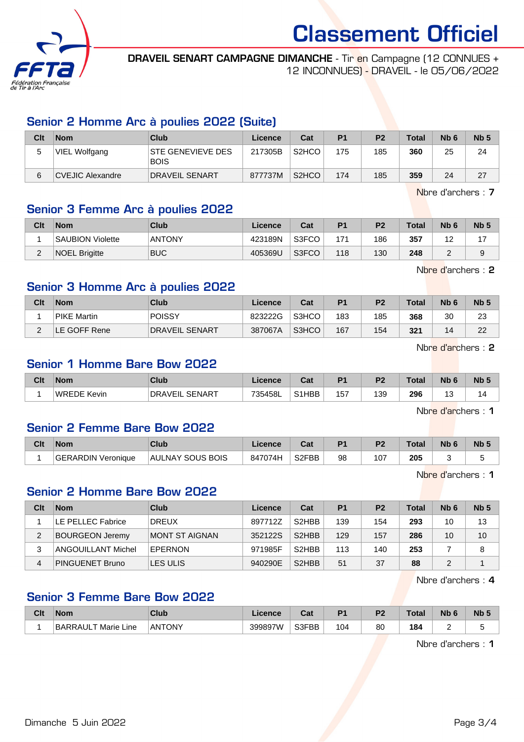# Classement Officiel

**DRAVEIL SENART CAMPAGNE DIMANCHE** - Tir en Campagne (12 CONNUES + 12 INCONNUES) - DRAVEIL - le 05/06/2022

## Senior 2 Homme Arc à poulies 2022 (Suite)

| Clt | Nom | Club | Licence | Cat | P1 | P2 | Total | Nb 6 | Nb 5 |
|---|---|---|---|---|---|---|---|---|---|
| 5 | VIEL Wolfgang | STE GENEVIEVE DES BOIS | 217305B | S2HCO | 175 | 185 | **360** | 25 | 24 |
| 6 | CVEJIC Alexandre | DRAVEIL SENART | 877737M | S2HCO | 174 | 185 | **359** | 24 | 27 |

Nbre d'archers : **7**

## Senior 3 Femme Arc à poulies 2022

| Clt | Nom | Club | Licence | Cat | P1 | P2 | Total | Nb 6 | Nb 5 |
|---|---|---|---|---|---|---|---|---|---|
| 1 | SAUBION Violette | ANTONY | 423189N | S3FCO | 171 | 186 | **357** | 12 | 17 |
| 2 | NOEL Brigitte | BUC | 405369U | S3FCO | 118 | 130 | **248** | 2 | 9 |

Nbre d'archers : **2**

## Senior 3 Homme Arc à poulies 2022

| Clt | Nom | Club | Licence | Cat | P1 | P2 | Total | Nb 6 | Nb 5 |
|---|---|---|---|---|---|---|---|---|---|
| 1 | PIKE Martin | POISSY | 823222G | S3HCO | 183 | 185 | **368** | 30 | 23 |
| 2 | LE GOFF Rene | DRAVEIL SENART | 387067A | S3HCO | 167 | 154 | **321** | 14 | 22 |

Nbre d'archers : **2**

## Senior 1 Homme Bare Bow 2022

| Clt | Nom | Club | Licence | Cat | P1 | P2 | Total | Nb 6 | Nb 5 |
|---|---|---|---|---|---|---|---|---|---|
| 1 | WREDE Kevin | DRAVEIL SENART | 735458L | S1HBB | 157 | 139 | **296** | 13 | 14 |

Nbre d'archers : **1**

## Senior 2 Femme Bare Bow 2022

| Clt | Nom | Club | Licence | Cat | P1 | P2 | Total | Nb 6 | Nb 5 |
|---|---|---|---|---|---|---|---|---|---|
| 1 | GERARDIN Veronique | AULNAY SOUS BOIS | 847074H | S2FBB | 98 | 107 | **205** | 3 | 5 |

Nbre d'archers : **1**

## Senior 2 Homme Bare Bow 2022

| Clt | Nom | Club | Licence | Cat | P1 | P2 | Total | Nb 6 | Nb 5 |
|---|---|---|---|---|---|---|---|---|---|
| 1 | LE PELLEC Fabrice | DREUX | 897712Z | S2HBB | 139 | 154 | **293** | 10 | 13 |
| 2 | BOURGEON Jeremy | MONT ST AIGNAN | 352122S | S2HBB | 129 | 157 | **286** | 10 | 10 |
| 3 | ANGOUILLANT Michel | EPERNON | 971985F | S2HBB | 113 | 140 | **253** | 7 | 8 |
| 4 | PINGUENET Bruno | LES ULIS | 940290E | S2HBB | 51 | 37 | **88** | 2 | 1 |

Nbre d'archers : **4**

## Senior 3 Femme Bare Bow 2022

| Clt | Nom | Club | Licence | Cat | P1 | P2 | Total | Nb 6 | Nb 5 |
|---|---|---|---|---|---|---|---|---|---|
| 1 | BARRAULT Marie Line | ANTONY | 399897W | S3FBB | 104 | 80 | **184** | 2 | 5 |

Nbre d'archers : **1**

Dimanche 5 Juin 2022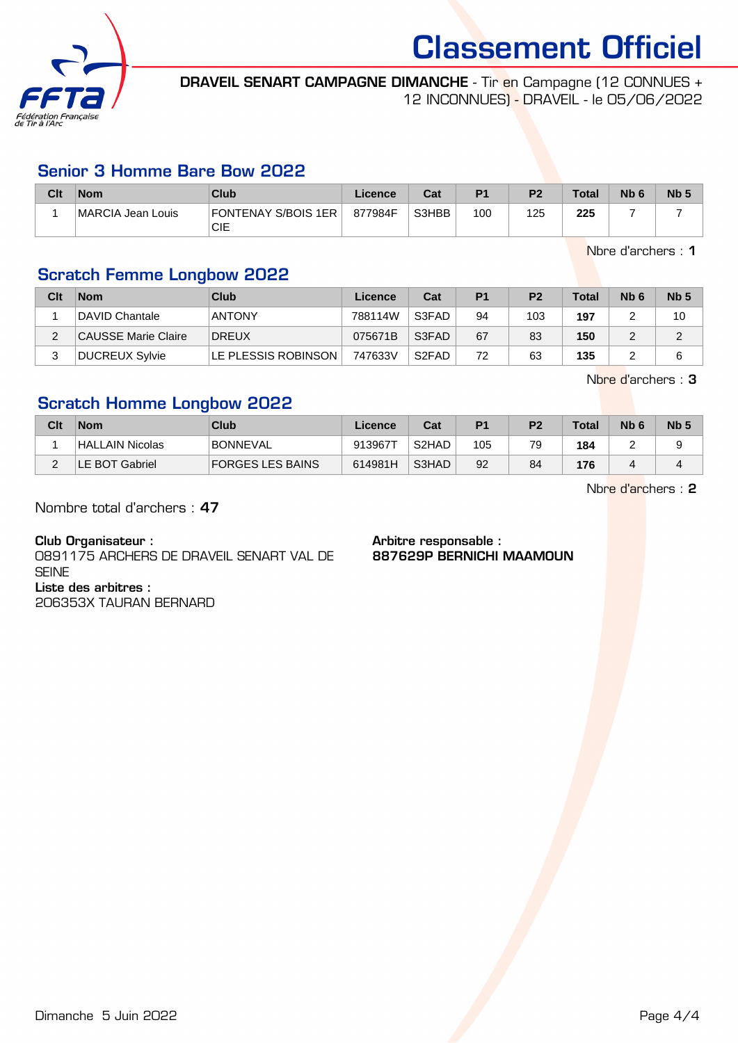# Classement Officiel

**DRAVEIL SENART CAMPAGNE DIMANCHE** - Tir en Campagne (12 CONNUES + 12 INCONNUES) - DRAVEIL - le 05/06/2022

## Senior 3 Homme Bare Bow 2022

| Clt | Nom | Club | Licence | Cat | P1 | P2 | Total | Nb 6 | Nb 5 |
|---|---|---|---|---|---|---|---|---|---|
| 1 | MARCIA Jean Louis | FONTENAY S/BOIS 1ER CIE | 877984F | S3HBB | 100 | 125 | **225** | 7 | 7 |

Nbre d'archers : **1**

## Scratch Femme Longbow 2022

| Clt | Nom | Club | Licence | Cat | P1 | P2 | Total | Nb 6 | Nb 5 |
|---|---|---|---|---|---|---|---|---|---|
| 1 | DAVID Chantale | ANTONY | 788114W | S3FAD | 94 | 103 | **197** | 2 | 10 |
| 2 | CAUSSE Marie Claire | DREUX | 075671B | S3FAD | 67 | 83 | **150** | 2 | 2 |
| 3 | DUCREUX Sylvie | LE PLESSIS ROBINSON | 747633V | S2FAD | 72 | 63 | **135** | 2 | 6 |

Nbre d'archers : **3**

## Scratch Homme Longbow 2022

| Clt | Nom | Club | Licence | Cat | P1 | P2 | Total | Nb 6 | Nb 5 |
|---|---|---|---|---|---|---|---|---|---|
| 1 | HALLAIN Nicolas | BONNEVAL | 913967T | S2HAD | 105 | 79 | **184** | 2 | 9 |
| 2 | LE BOT Gabriel | FORGES LES BAINS | 614981H | S3HAD | 92 | 84 | **176** | 4 | 4 |

Nbre d'archers : **2**

Nombre total d'archers : **47**

**Club Organisateur :**
0891175 ARCHERS DE DRAVEIL SENART VAL DE SEINE

**Liste des arbitres :**
206353X TAURAN BERNARD

**Arbitre responsable :**
**887629P BERNICHI MAAMOUN**

Dimanche 5 Juin 2022